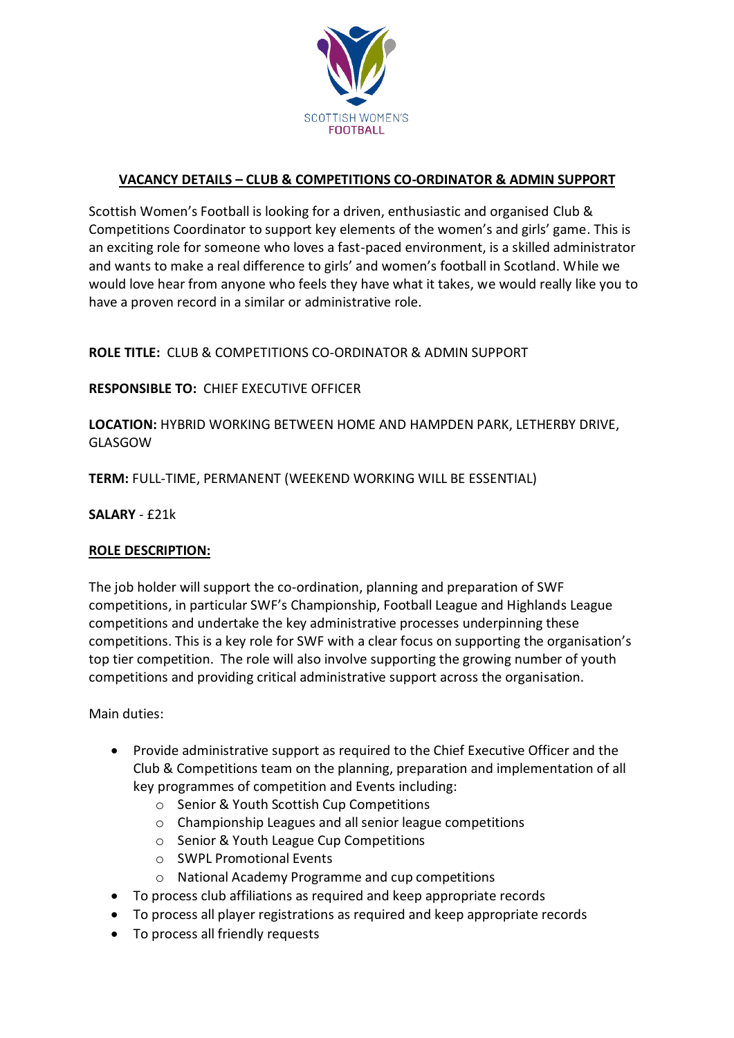SCOTTISH WOMEN'S FOOTBALL

## VACANCY DETAILS – CLUB & COMPETITIONS CO-ORDINATOR & ADMIN SUPPORT

Scottish Women's Football is looking for a driven, enthusiastic and organised Club & Competitions Coordinator to support key elements of the women's and girls' game. This is an exciting role for someone who loves a fast-paced environment, is a skilled administrator and wants to make a real difference to girls' and women's football in Scotland. While we would love hear from anyone who feels they have what it takes, we would really like you to have a proven record in a similar or administrative role.

**ROLE TITLE:** CLUB & COMPETITIONS CO-ORDINATOR & ADMIN SUPPORT

**RESPONSIBLE TO:** CHIEF EXECUTIVE OFFICER

**LOCATION:** HYBRID WORKING BETWEEN HOME AND HAMPDEN PARK, LETHERBY DRIVE, GLASGOW

**TERM:** FULL-TIME, PERMANENT (WEEKEND WORKING WILL BE ESSENTIAL)

**SALARY** - £21k

**ROLE DESCRIPTION:**

The job holder will support the co-ordination, planning and preparation of SWF competitions, in particular SWF's Championship, Football League and Highlands League competitions and undertake the key administrative processes underpinning these competitions. This is a key role for SWF with a clear focus on supporting the organisation's top tier competition. The role will also involve supporting the growing number of youth competitions and providing critical administrative support across the organisation.

Main duties:

- Provide administrative support as required to the Chief Executive Officer and the Club & Competitions team on the planning, preparation and implementation of all key programmes of competition and Events including:
    - Senior & Youth Scottish Cup Competitions
    - Championship Leagues and all senior league competitions
    - Senior & Youth League Cup Competitions
    - SWPL Promotional Events
    - National Academy Programme and cup competitions
- To process club affiliations as required and keep appropriate records
- To process all player registrations as required and keep appropriate records
- To process all friendly requests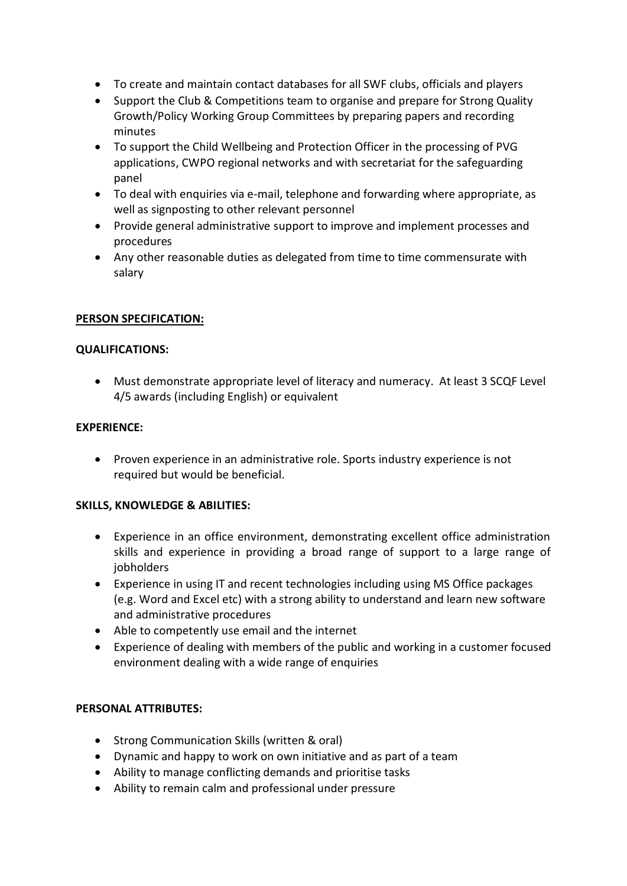- To create and maintain contact databases for all SWF clubs, officials and players
- Support the Club & Competitions team to organise and prepare for Strong Quality Growth/Policy Working Group Committees by preparing papers and recording minutes
- To support the Child Wellbeing and Protection Officer in the processing of PVG applications, CWPO regional networks and with secretariat for the safeguarding panel
- To deal with enquiries via e-mail, telephone and forwarding where appropriate, as well as signposting to other relevant personnel
- Provide general administrative support to improve and implement processes and procedures
- Any other reasonable duties as delegated from time to time commensurate with salary

**PERSON SPECIFICATION:**

**QUALIFICATIONS:**

- Must demonstrate appropriate level of literacy and numeracy. At least 3 SCQF Level 4/5 awards (including English) or equivalent

**EXPERIENCE:**

- Proven experience in an administrative role. Sports industry experience is not required but would be beneficial.

**SKILLS, KNOWLEDGE & ABILITIES:**

- Experience in an office environment, demonstrating excellent office administration skills and experience in providing a broad range of support to a large range of jobholders
- Experience in using IT and recent technologies including using MS Office packages (e.g. Word and Excel etc) with a strong ability to understand and learn new software and administrative procedures
- Able to competently use email and the internet
- Experience of dealing with members of the public and working in a customer focused environment dealing with a wide range of enquiries

**PERSONAL ATTRIBUTES:**

- Strong Communication Skills (written & oral)
- Dynamic and happy to work on own initiative and as part of a team
- Ability to manage conflicting demands and prioritise tasks
- Ability to remain calm and professional under pressure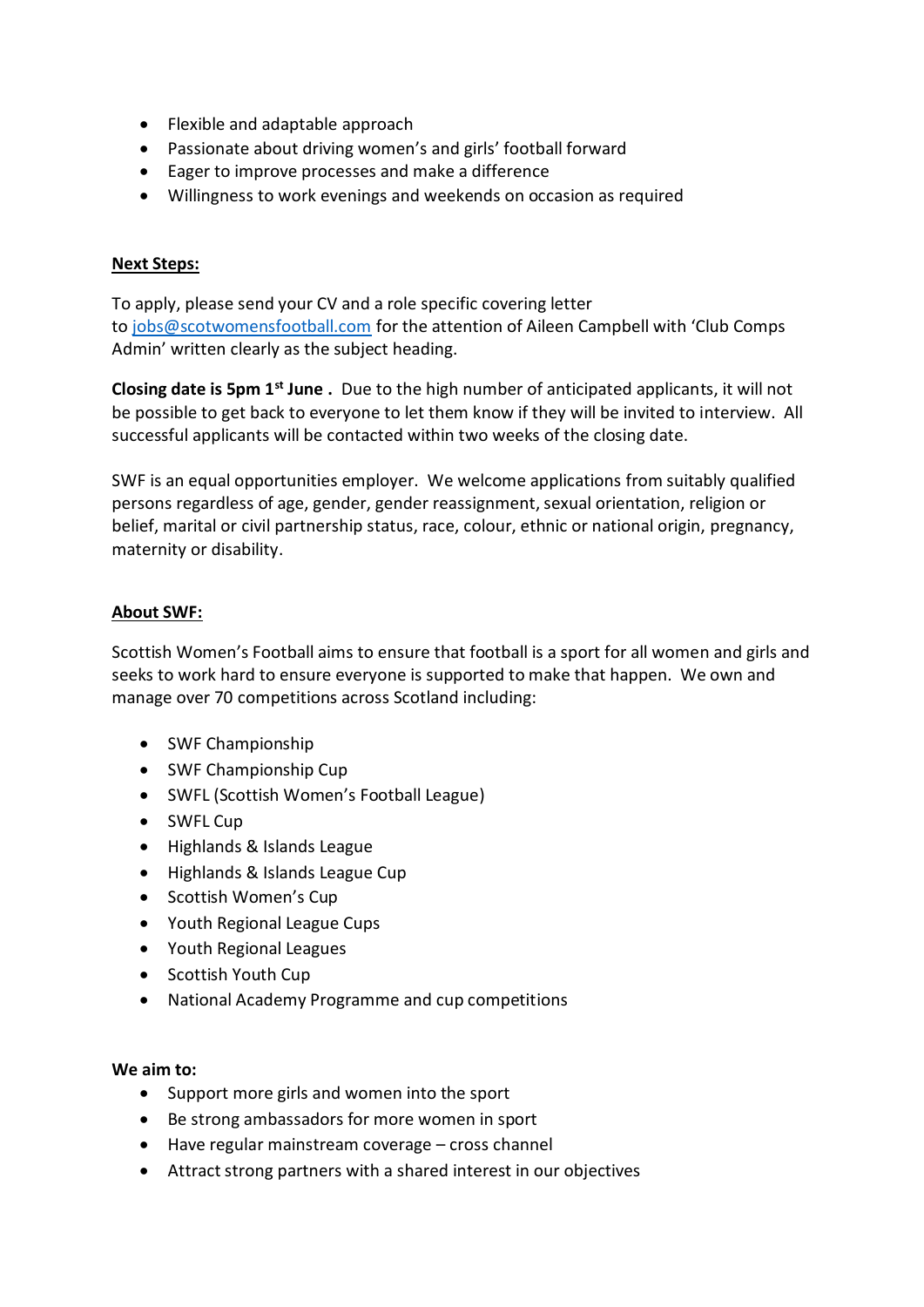- Flexible and adaptable approach
- Passionate about driving women's and girls' football forward
- Eager to improve processes and make a difference
- Willingness to work evenings and weekends on occasion as required

**Next Steps:**

To apply, please send your CV and a role specific covering letter to jobs@scotwomensfootball.com for the attention of Aileen Campbell with 'Club Comps Admin' written clearly as the subject heading.

**Closing date is 5pm 1st June .** Due to the high number of anticipated applicants, it will not be possible to get back to everyone to let them know if they will be invited to interview. All successful applicants will be contacted within two weeks of the closing date.

SWF is an equal opportunities employer. We welcome applications from suitably qualified persons regardless of age, gender, gender reassignment, sexual orientation, religion or belief, marital or civil partnership status, race, colour, ethnic or national origin, pregnancy, maternity or disability.

**About SWF:**

Scottish Women's Football aims to ensure that football is a sport for all women and girls and seeks to work hard to ensure everyone is supported to make that happen. We own and manage over 70 competitions across Scotland including:

- SWF Championship
- SWF Championship Cup
- SWFL (Scottish Women's Football League)
- SWFL Cup
- Highlands & Islands League
- Highlands & Islands League Cup
- Scottish Women's Cup
- Youth Regional League Cups
- Youth Regional Leagues
- Scottish Youth Cup
- National Academy Programme and cup competitions

**We aim to:**

- Support more girls and women into the sport
- Be strong ambassadors for more women in sport
- Have regular mainstream coverage – cross channel
- Attract strong partners with a shared interest in our objectives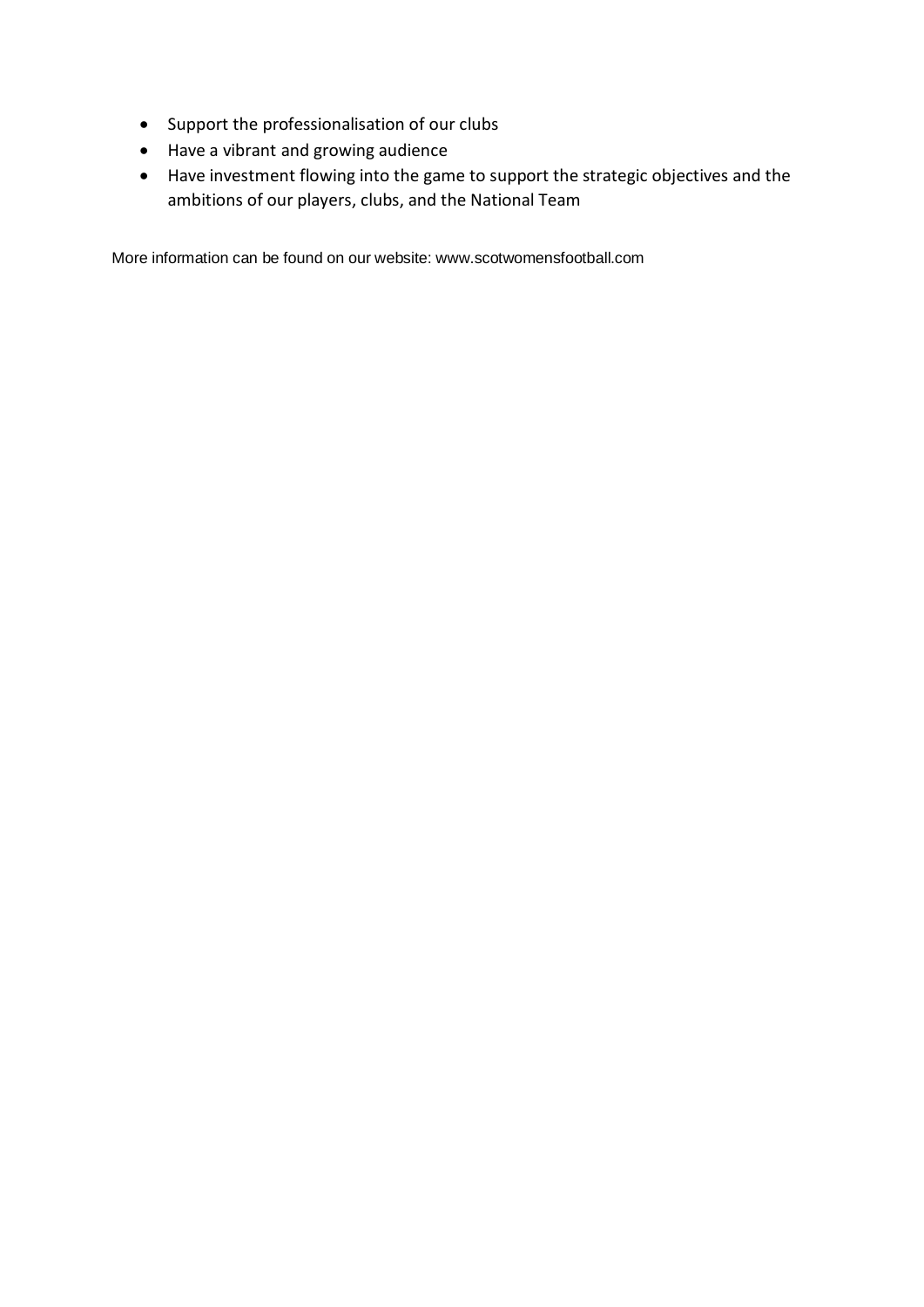- Support the professionalisation of our clubs
- Have a vibrant and growing audience
- Have investment flowing into the game to support the strategic objectives and the ambitions of our players, clubs, and the National Team

More information can be found on our website: www.scotwomensfootball.com